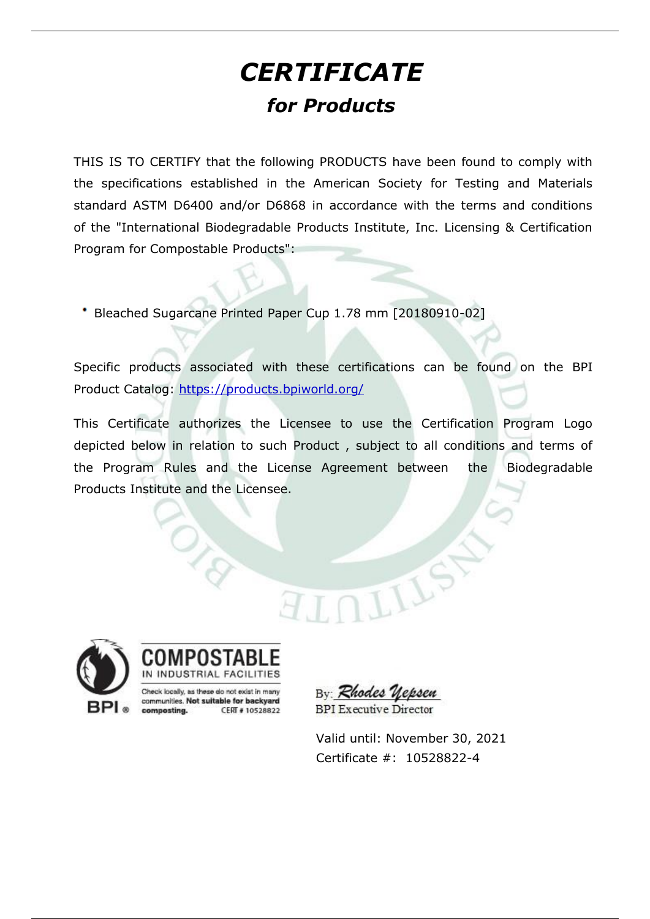# CERTIFICATE

## *for Products*

THIS IS TO CERTIFY that the following PRODUCTS have been found to comply with the specifications established in the American Society for Testing and Materials standard ASTM D6400 and/or D6868 in accordance with the terms and conditions of the "International Biodegradable Products Institute, Inc. Licensing & Certification Program for Compostable Products":

- Bleached Sugarcane Printed Paper Cup 1.78 mm [20180910-02]

Specific products associated with these certifications can be found on the BPI Product Catalog: https://products.bpiworld.org/

This Certificate authorizes the Licensee to use the Certification Program Logo depicted below in relation to such Product , subject to all conditions and terms of the Program Rules and the License Agreement between the Biodegradable Products Institute and the Licensee.

BPI®

COMPOSTABLE
IN INDUSTRIAL FACILITIES

Check locally, as these do not exist in many communities. **Not suitable for backyard composting.** CERT # 10528822

By: *Rhodes Yepsen*
BPI Executive Director

Valid until: November 30, 2021
Certificate #: 10528822-4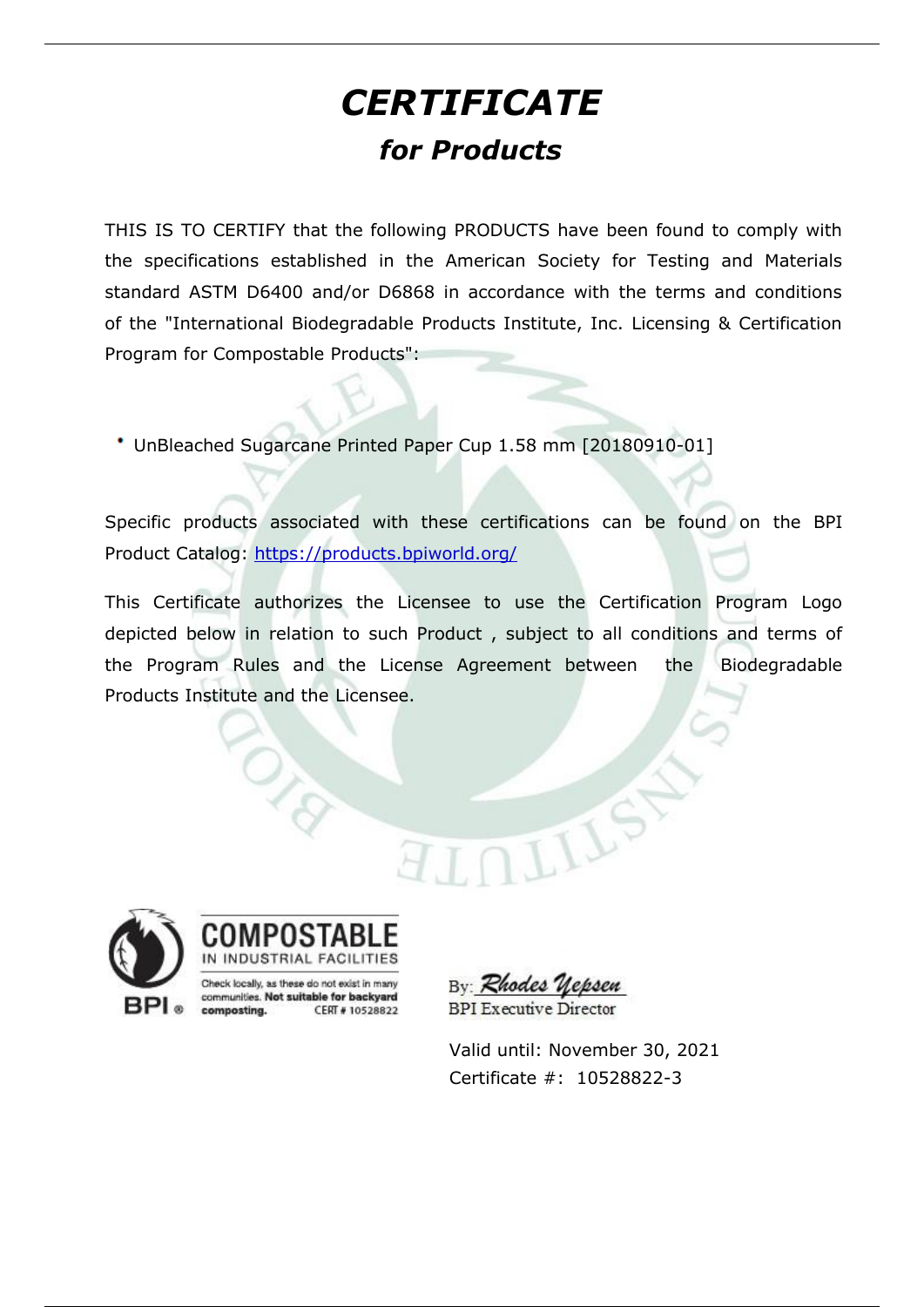# CERTIFICATE

## *for Products*

THIS IS TO CERTIFY that the following PRODUCTS have been found to comply with the specifications established in the American Society for Testing and Materials standard ASTM D6400 and/or D6868 in accordance with the terms and conditions of the "International Biodegradable Products Institute, Inc. Licensing & Certification Program for Compostable Products":

- UnBleached Sugarcane Printed Paper Cup 1.58 mm [20180910-01]

Specific products associated with these certifications can be found on the BPI Product Catalog: https://products.bpiworld.org/

This Certificate authorizes the Licensee to use the Certification Program Logo depicted below in relation to such Product , subject to all conditions and terms of the Program Rules and the License Agreement between the Biodegradable Products Institute and the Licensee.

BPI®
COMPOSTABLE
IN INDUSTRIAL FACILITIES
Check locally, as these do not exist in many communities. **Not suitable for backyard composting.** CERT # 10528822

By: *Rhodes Yepsen*
BPI Executive Director

Valid until: November 30, 2021
Certificate #: 10528822-3